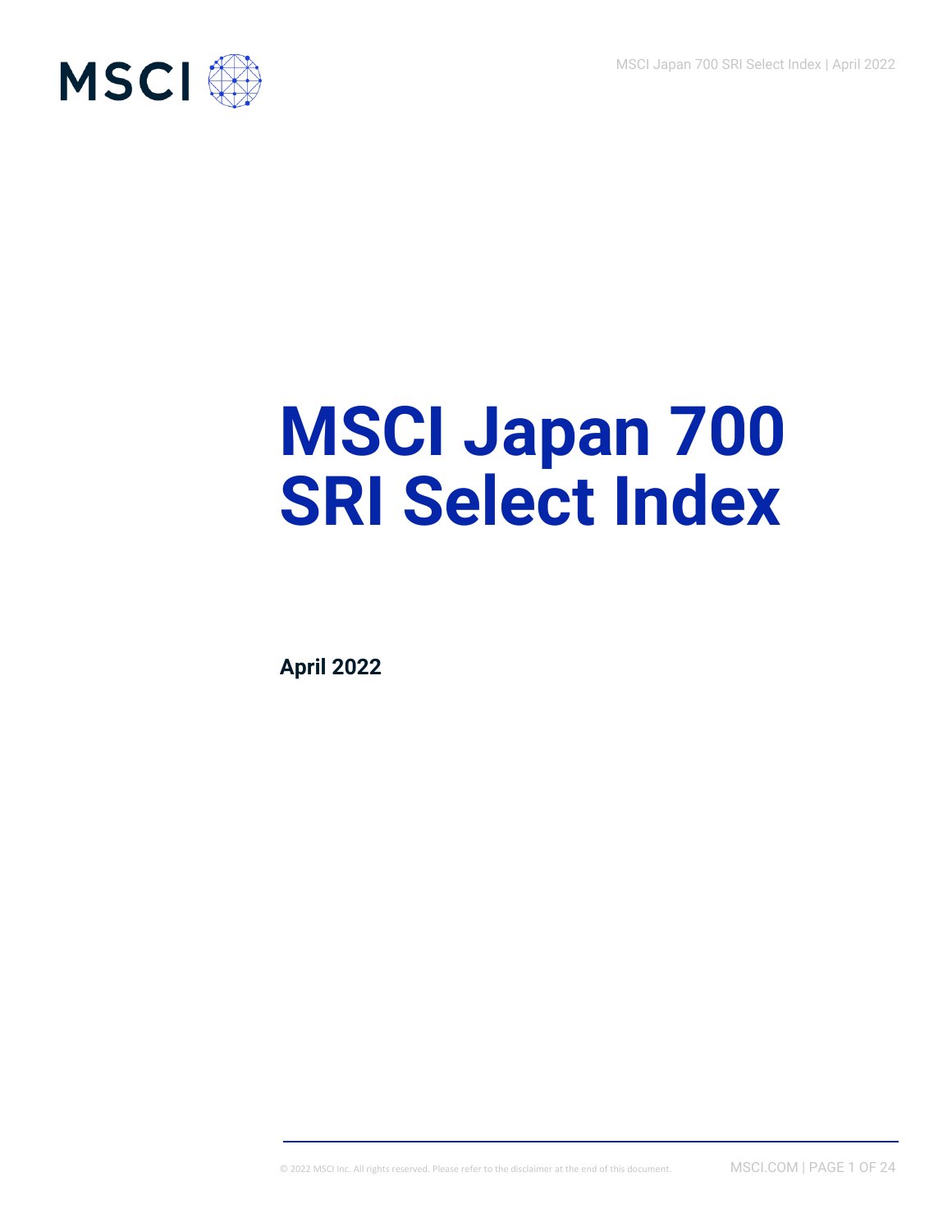# MSCI Japan 700 SRI Select Index

**April 2022**

© 2022 MSCI Inc. All rights reserved. Please refer to the disclaimer at the end of this document.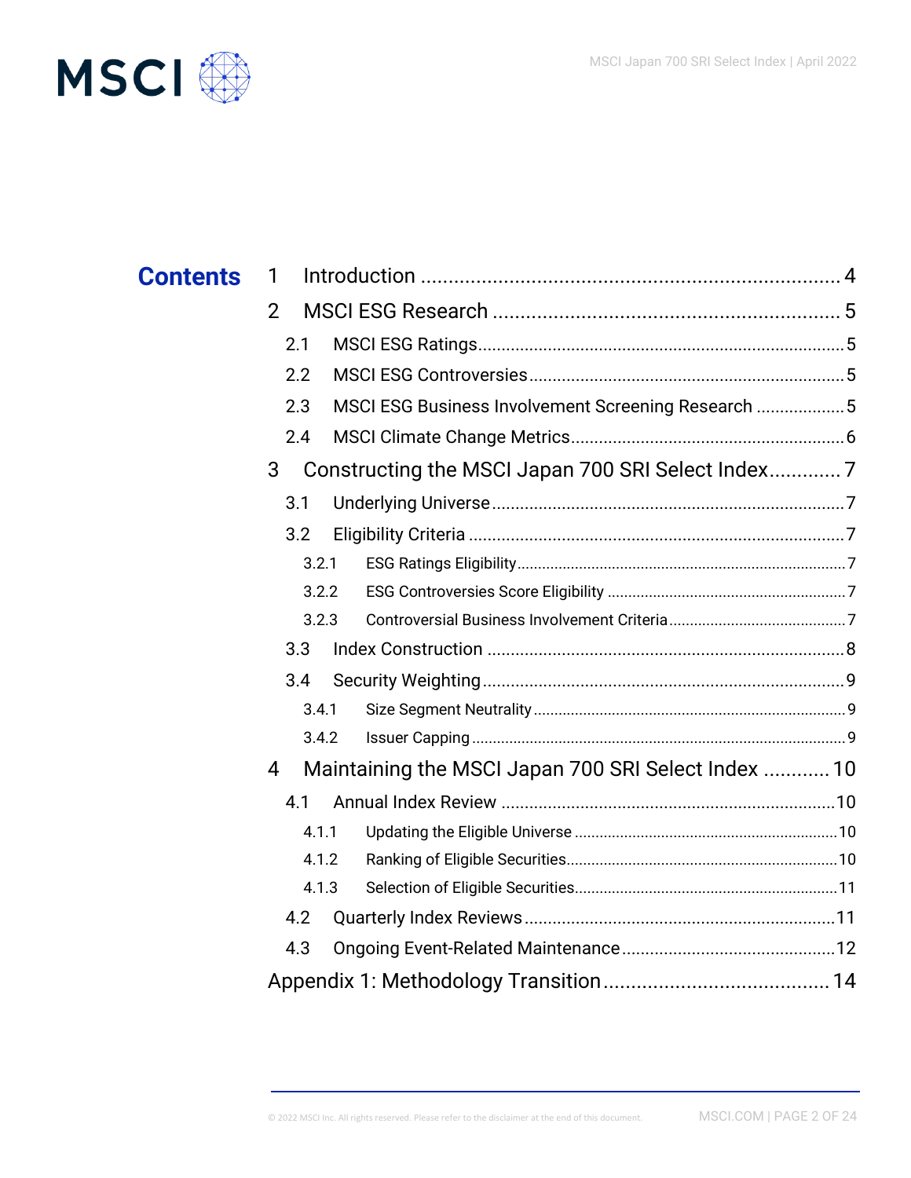# Contents

1 Introduction ........................................................................ 4

2 MSCI ESG Research ............................................................. 5

- 2.1 MSCI ESG Ratings ............................................................ 5
- 2.2 MSCI ESG Controversies ................................................... 5
- 2.3 MSCI ESG Business Involvement Screening Research .......... 5
- 2.4 MSCI Climate Change Metrics ............................................ 6

3 Constructing the MSCI Japan 700 SRI Select Index ............. 7

- 3.1 Underlying Universe .......................................................... 7
- 3.2 Eligibility Criteria .............................................................. 7
  - 3.2.1 ESG Ratings Eligibility ................................................. 7
  - 3.2.2 ESG Controversies Score Eligibility ............................... 7
  - 3.2.3 Controversial Business Involvement Criteria .................. 7
- 3.3 Index Construction ........................................................... 8
- 3.4 Security Weighting ............................................................ 9
  - 3.4.1 Size Segment Neutrality ............................................... 9
  - 3.4.2 Issuer Capping ............................................................ 9

4 Maintaining the MSCI Japan 700 SRI Select Index ............ 10

- 4.1 Annual Index Review ....................................................... 10
  - 4.1.1 Updating the Eligible Universe .................................... 10
  - 4.1.2 Ranking of Eligible Securities ...................................... 10
  - 4.1.3 Selection of Eligible Securities .................................... 11
- 4.2 Quarterly Index Reviews .................................................. 11
- 4.3 Ongoing Event-Related Maintenance ................................. 12

Appendix 1: Methodology Transition ....................................... 14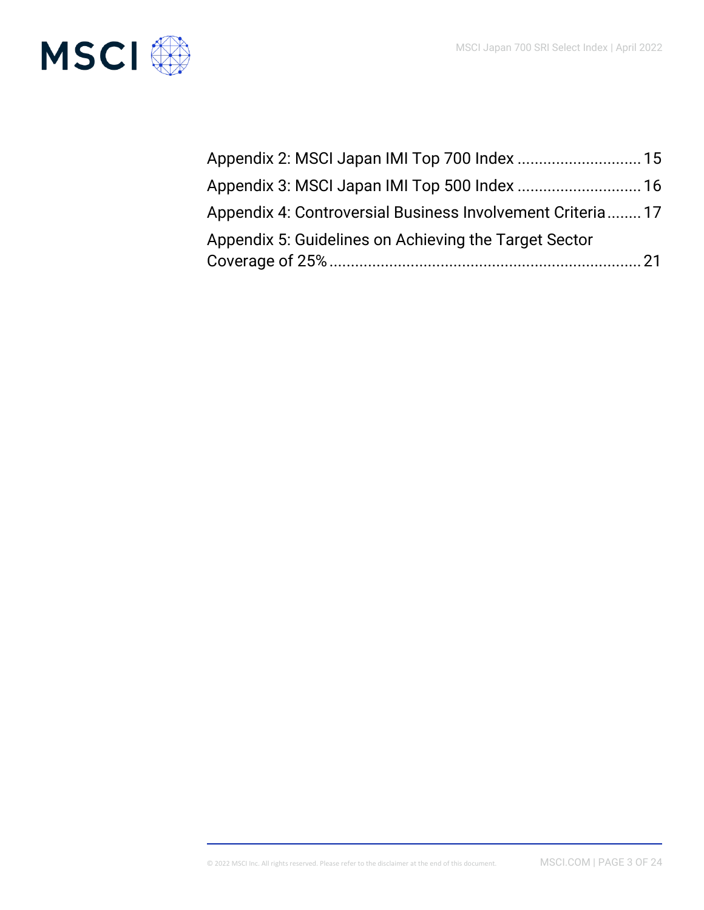Appendix 2: MSCI Japan IMI Top 700 Index ............................ 15

Appendix 3: MSCI Japan IMI Top 500 Index ............................ 16

Appendix 4: Controversial Business Involvement Criteria ........ 17

Appendix 5: Guidelines on Achieving the Target Sector Coverage of 25% ........................................................................ 21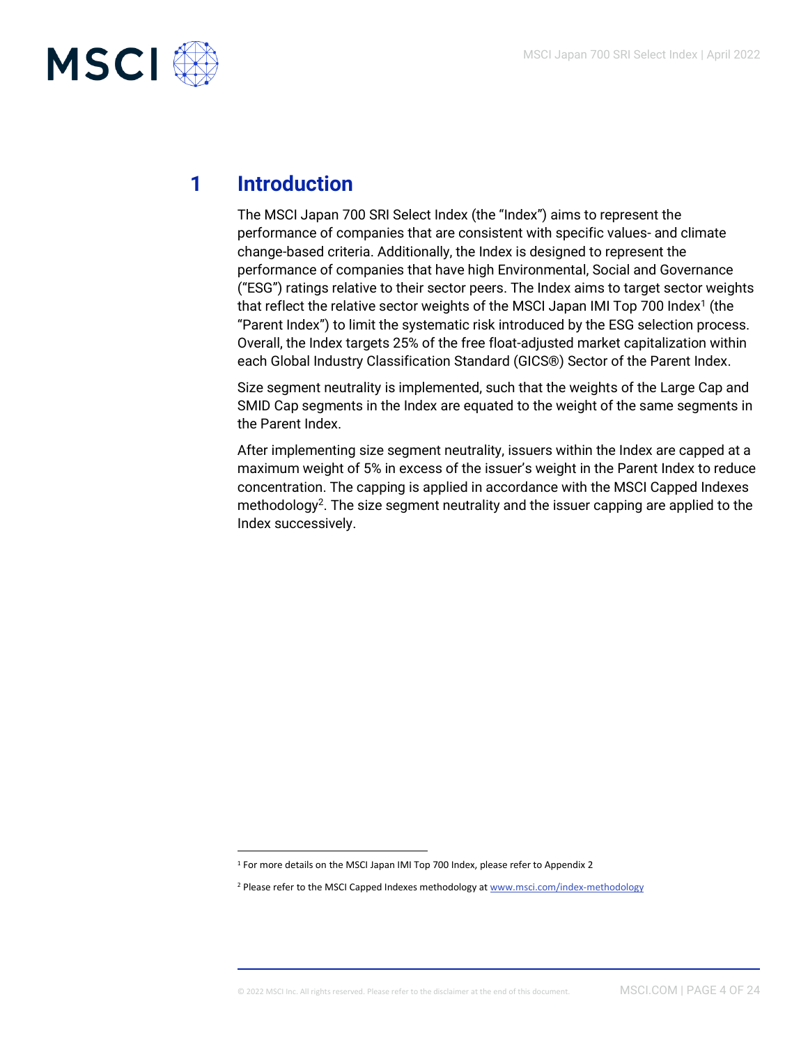# 1 Introduction

The MSCI Japan 700 SRI Select Index (the "Index") aims to represent the performance of companies that are consistent with specific values- and climate change-based criteria. Additionally, the Index is designed to represent the performance of companies that have high Environmental, Social and Governance ("ESG") ratings relative to their sector peers. The Index aims to target sector weights that reflect the relative sector weights of the MSCI Japan IMI Top 700 Index[1] (the "Parent Index") to limit the systematic risk introduced by the ESG selection process. Overall, the Index targets 25% of the free float-adjusted market capitalization within each Global Industry Classification Standard (GICS®) Sector of the Parent Index.

Size segment neutrality is implemented, such that the weights of the Large Cap and SMID Cap segments in the Index are equated to the weight of the same segments in the Parent Index.

After implementing size segment neutrality, issuers within the Index are capped at a maximum weight of 5% in excess of the issuer's weight in the Parent Index to reduce concentration. The capping is applied in accordance with the MSCI Capped Indexes methodology[2]. The size segment neutrality and the issuer capping are applied to the Index successively.

---

[1] For more details on the MSCI Japan IMI Top 700 Index, please refer to Appendix 2

[2] Please refer to the MSCI Capped Indexes methodology at www.msci.com/index-methodology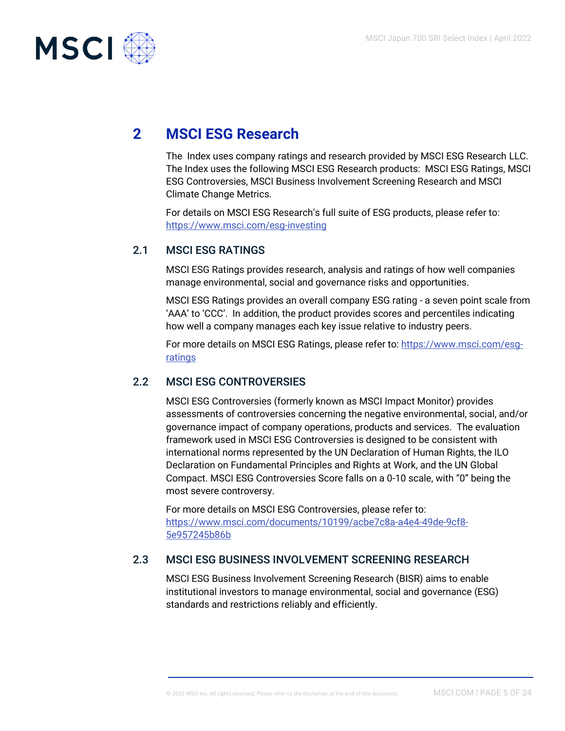# 2 MSCI ESG Research

The Index uses company ratings and research provided by MSCI ESG Research LLC. The Index uses the following MSCI ESG Research products: MSCI ESG Ratings, MSCI ESG Controversies, MSCI Business Involvement Screening Research and MSCI Climate Change Metrics.

For details on MSCI ESG Research's full suite of ESG products, please refer to: https://www.msci.com/esg-investing

## 2.1 MSCI ESG RATINGS

MSCI ESG Ratings provides research, analysis and ratings of how well companies manage environmental, social and governance risks and opportunities.

MSCI ESG Ratings provides an overall company ESG rating - a seven point scale from 'AAA' to 'CCC'. In addition, the product provides scores and percentiles indicating how well a company manages each key issue relative to industry peers.

For more details on MSCI ESG Ratings, please refer to: https://www.msci.com/esg-ratings

## 2.2 MSCI ESG CONTROVERSIES

MSCI ESG Controversies (formerly known as MSCI Impact Monitor) provides assessments of controversies concerning the negative environmental, social, and/or governance impact of company operations, products and services. The evaluation framework used in MSCI ESG Controversies is designed to be consistent with international norms represented by the UN Declaration of Human Rights, the ILO Declaration on Fundamental Principles and Rights at Work, and the UN Global Compact. MSCI ESG Controversies Score falls on a 0-10 scale, with "0" being the most severe controversy.

For more details on MSCI ESG Controversies, please refer to: https://www.msci.com/documents/10199/acbe7c8a-a4e4-49de-9cf8-5e957245b86b

## 2.3 MSCI ESG BUSINESS INVOLVEMENT SCREENING RESEARCH

MSCI ESG Business Involvement Screening Research (BISR) aims to enable institutional investors to manage environmental, social and governance (ESG) standards and restrictions reliably and efficiently.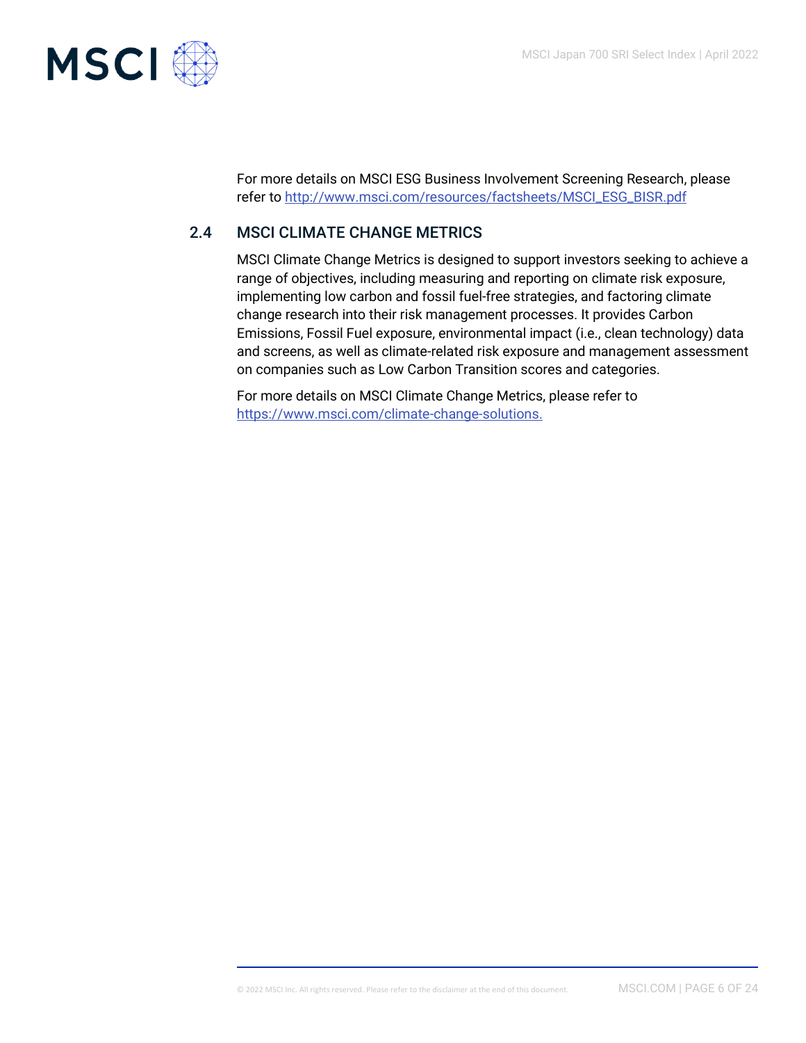For more details on MSCI ESG Business Involvement Screening Research, please refer to http://www.msci.com/resources/factsheets/MSCI_ESG_BISR.pdf

## 2.4 MSCI CLIMATE CHANGE METRICS

MSCI Climate Change Metrics is designed to support investors seeking to achieve a range of objectives, including measuring and reporting on climate risk exposure, implementing low carbon and fossil fuel-free strategies, and factoring climate change research into their risk management processes. It provides Carbon Emissions, Fossil Fuel exposure, environmental impact (i.e., clean technology) data and screens, as well as climate-related risk exposure and management assessment on companies such as Low Carbon Transition scores and categories.

For more details on MSCI Climate Change Metrics, please refer to https://www.msci.com/climate-change-solutions.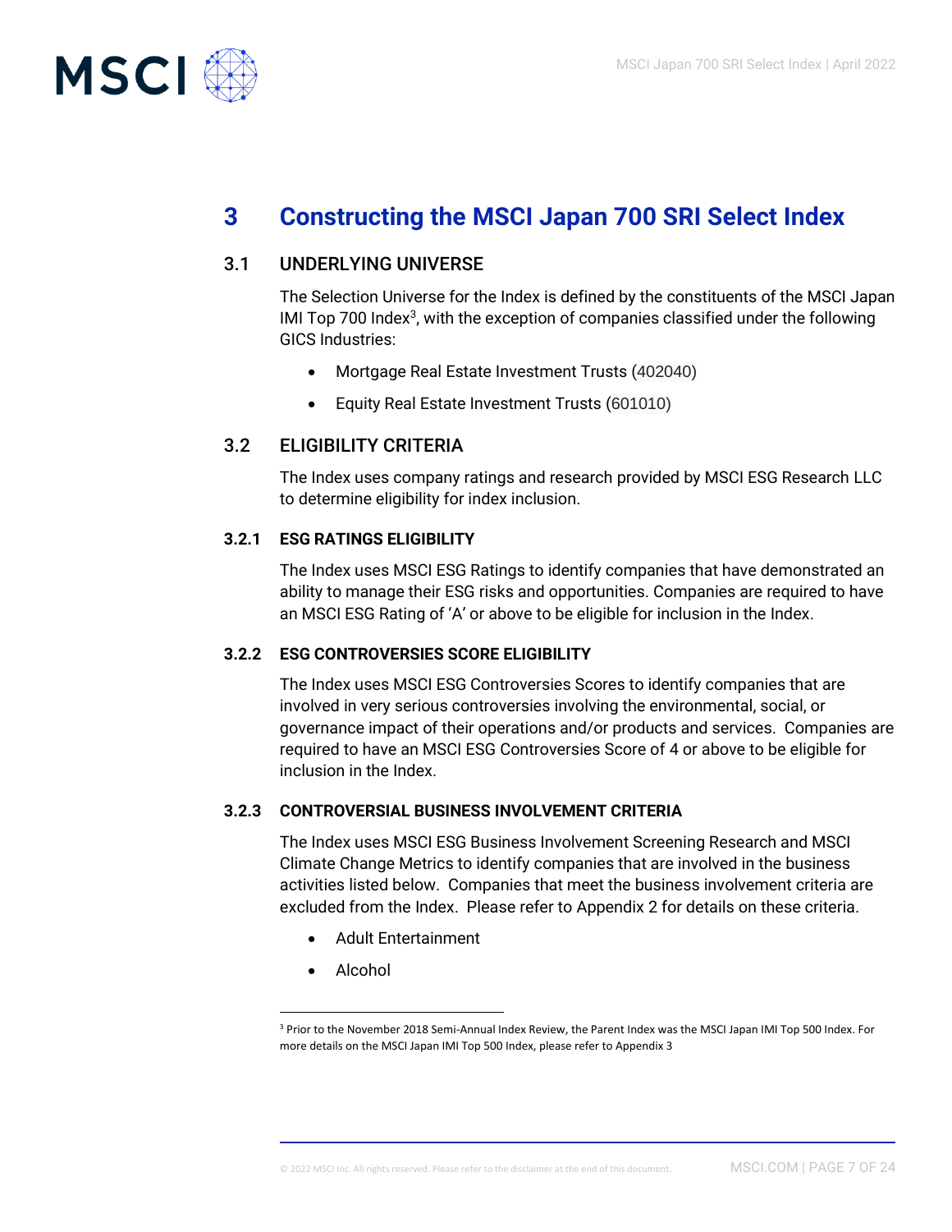# 3 Constructing the MSCI Japan 700 SRI Select Index

## 3.1 UNDERLYING UNIVERSE

The Selection Universe for the Index is defined by the constituents of the MSCI Japan IMI Top 700 Index[3], with the exception of companies classified under the following GICS Industries:

- Mortgage Real Estate Investment Trusts (402040)
- Equity Real Estate Investment Trusts (601010)

## 3.2 ELIGIBILITY CRITERIA

The Index uses company ratings and research provided by MSCI ESG Research LLC to determine eligibility for index inclusion.

### 3.2.1 ESG RATINGS ELIGIBILITY

The Index uses MSCI ESG Ratings to identify companies that have demonstrated an ability to manage their ESG risks and opportunities. Companies are required to have an MSCI ESG Rating of 'A' or above to be eligible for inclusion in the Index.

### 3.2.2 ESG CONTROVERSIES SCORE ELIGIBILITY

The Index uses MSCI ESG Controversies Scores to identify companies that are involved in very serious controversies involving the environmental, social, or governance impact of their operations and/or products and services. Companies are required to have an MSCI ESG Controversies Score of 4 or above to be eligible for inclusion in the Index.

### 3.2.3 CONTROVERSIAL BUSINESS INVOLVEMENT CRITERIA

The Index uses MSCI ESG Business Involvement Screening Research and MSCI Climate Change Metrics to identify companies that are involved in the business activities listed below. Companies that meet the business involvement criteria are excluded from the Index. Please refer to Appendix 2 for details on these criteria.

- Adult Entertainment
- Alcohol

[3] Prior to the November 2018 Semi-Annual Index Review, the Parent Index was the MSCI Japan IMI Top 500 Index. For more details on the MSCI Japan IMI Top 500 Index, please refer to Appendix 3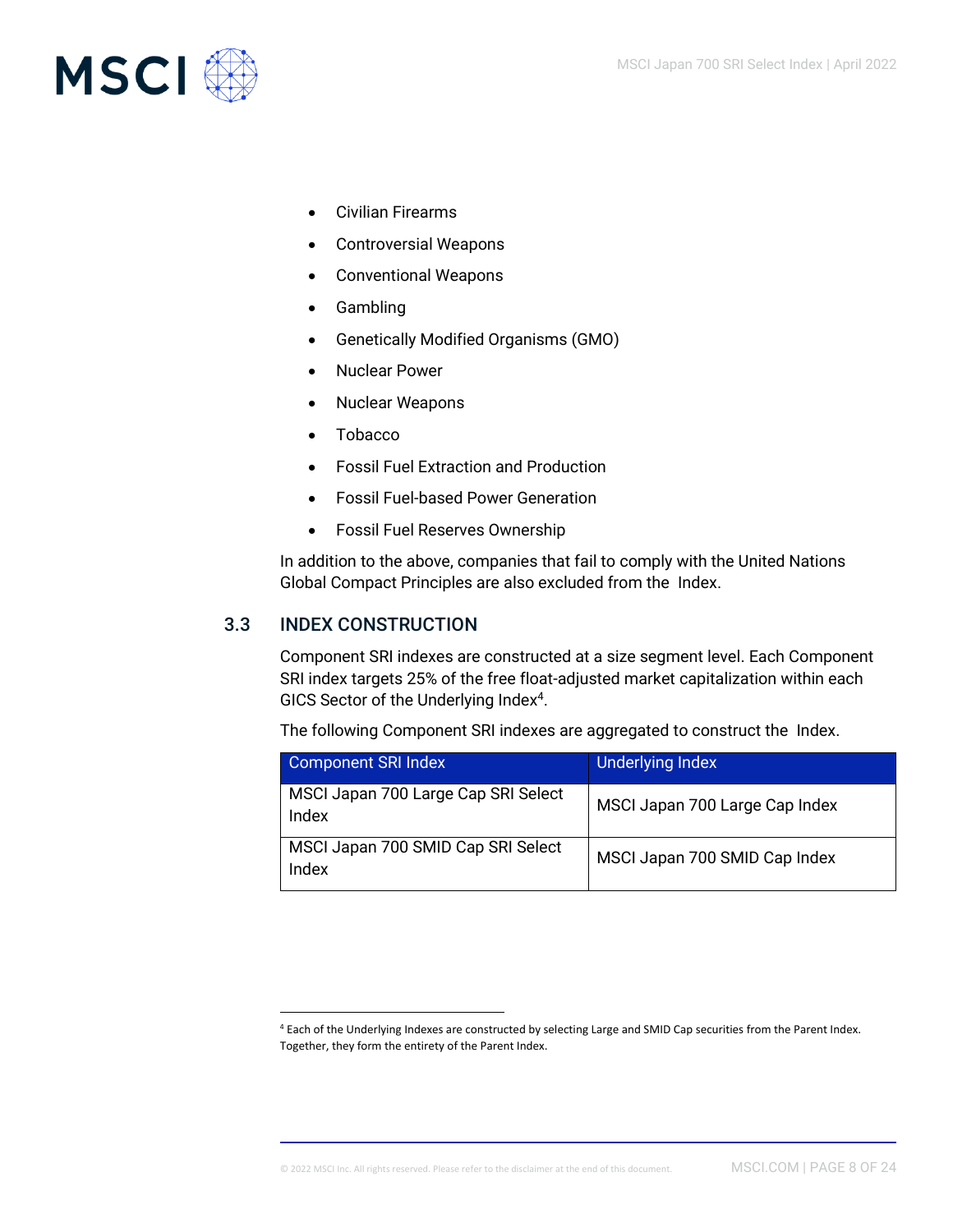- Civilian Firearms
- Controversial Weapons
- Conventional Weapons
- Gambling
- Genetically Modified Organisms (GMO)
- Nuclear Power
- Nuclear Weapons
- Tobacco
- Fossil Fuel Extraction and Production
- Fossil Fuel-based Power Generation
- Fossil Fuel Reserves Ownership

In addition to the above, companies that fail to comply with the United Nations Global Compact Principles are also excluded from the Index.

## 3.3 INDEX CONSTRUCTION

Component SRI indexes are constructed at a size segment level. Each Component SRI index targets 25% of the free float-adjusted market capitalization within each GICS Sector of the Underlying Index[4].

The following Component SRI indexes are aggregated to construct the Index.

| Component SRI Index | Underlying Index |
| --- | --- |
| MSCI Japan 700 Large Cap SRI Select Index | MSCI Japan 700 Large Cap Index |
| MSCI Japan 700 SMID Cap SRI Select Index | MSCI Japan 700 SMID Cap Index |

[4] Each of the Underlying Indexes are constructed by selecting Large and SMID Cap securities from the Parent Index. Together, they form the entirety of the Parent Index.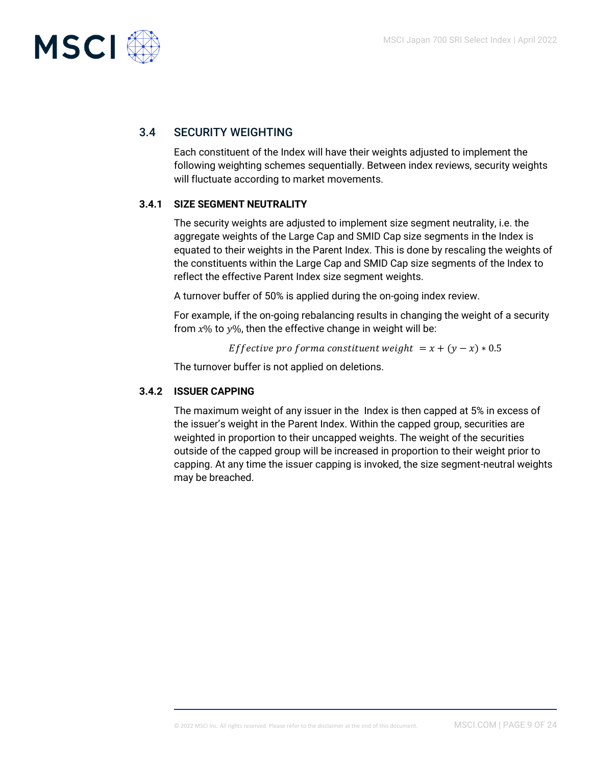## 3.4 SECURITY WEIGHTING

Each constituent of the Index will have their weights adjusted to implement the following weighting schemes sequentially. Between index reviews, security weights will fluctuate according to market movements.

### 3.4.1 SIZE SEGMENT NEUTRALITY

The security weights are adjusted to implement size segment neutrality, i.e. the aggregate weights of the Large Cap and SMID Cap size segments in the Index is equated to their weights in the Parent Index. This is done by rescaling the weights of the constituents within the Large Cap and SMID Cap size segments of the Index to reflect the effective Parent Index size segment weights.

A turnover buffer of 50% is applied during the on-going index review.

For example, if the on-going rebalancing results in changing the weight of a security from $x\%$ to $y\%$, then the effective change in weight will be:

$$Effective\ pro\ forma\ constituent\ weight\ = x + (y - x) * 0.5$$

The turnover buffer is not applied on deletions.

### 3.4.2 ISSUER CAPPING

The maximum weight of any issuer in the Index is then capped at 5% in excess of the issuer's weight in the Parent Index. Within the capped group, securities are weighted in proportion to their uncapped weights. The weight of the securities outside of the capped group will be increased in proportion to their weight prior to capping. At any time the issuer capping is invoked, the size segment-neutral weights may be breached.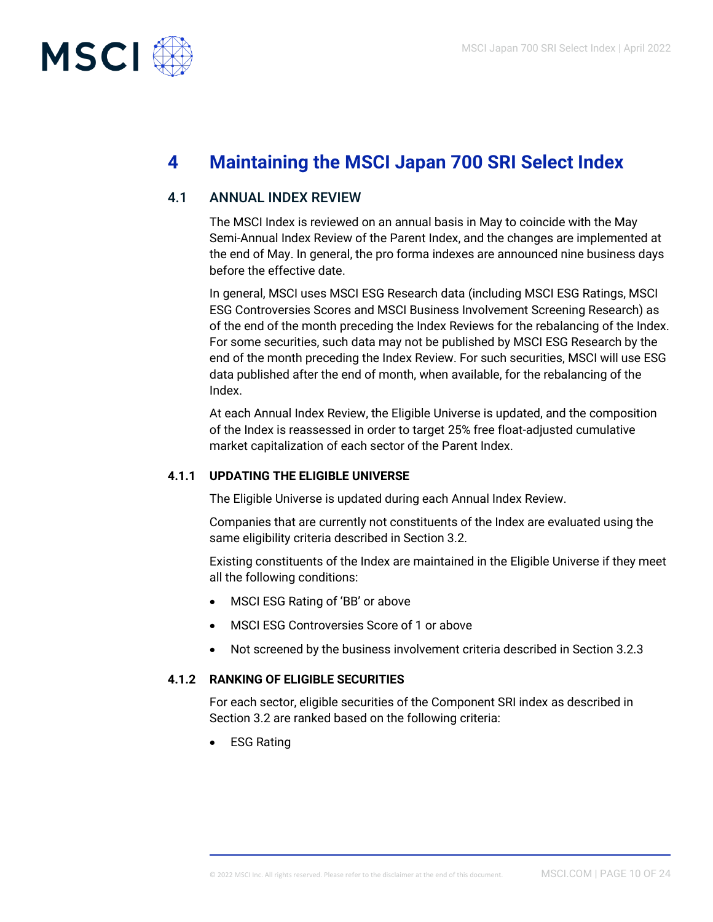# 4 Maintaining the MSCI Japan 700 SRI Select Index

## 4.1 ANNUAL INDEX REVIEW

The MSCI Index is reviewed on an annual basis in May to coincide with the May Semi-Annual Index Review of the Parent Index, and the changes are implemented at the end of May. In general, the pro forma indexes are announced nine business days before the effective date.

In general, MSCI uses MSCI ESG Research data (including MSCI ESG Ratings, MSCI ESG Controversies Scores and MSCI Business Involvement Screening Research) as of the end of the month preceding the Index Reviews for the rebalancing of the Index. For some securities, such data may not be published by MSCI ESG Research by the end of the month preceding the Index Review. For such securities, MSCI will use ESG data published after the end of month, when available, for the rebalancing of the Index.

At each Annual Index Review, the Eligible Universe is updated, and the composition of the Index is reassessed in order to target 25% free float-adjusted cumulative market capitalization of each sector of the Parent Index.

### 4.1.1 UPDATING THE ELIGIBLE UNIVERSE

The Eligible Universe is updated during each Annual Index Review.

Companies that are currently not constituents of the Index are evaluated using the same eligibility criteria described in Section 3.2.

Existing constituents of the Index are maintained in the Eligible Universe if they meet all the following conditions:

- MSCI ESG Rating of 'BB' or above
- MSCI ESG Controversies Score of 1 or above
- Not screened by the business involvement criteria described in Section 3.2.3

### 4.1.2 RANKING OF ELIGIBLE SECURITIES

For each sector, eligible securities of the Component SRI index as described in Section 3.2 are ranked based on the following criteria:

- ESG Rating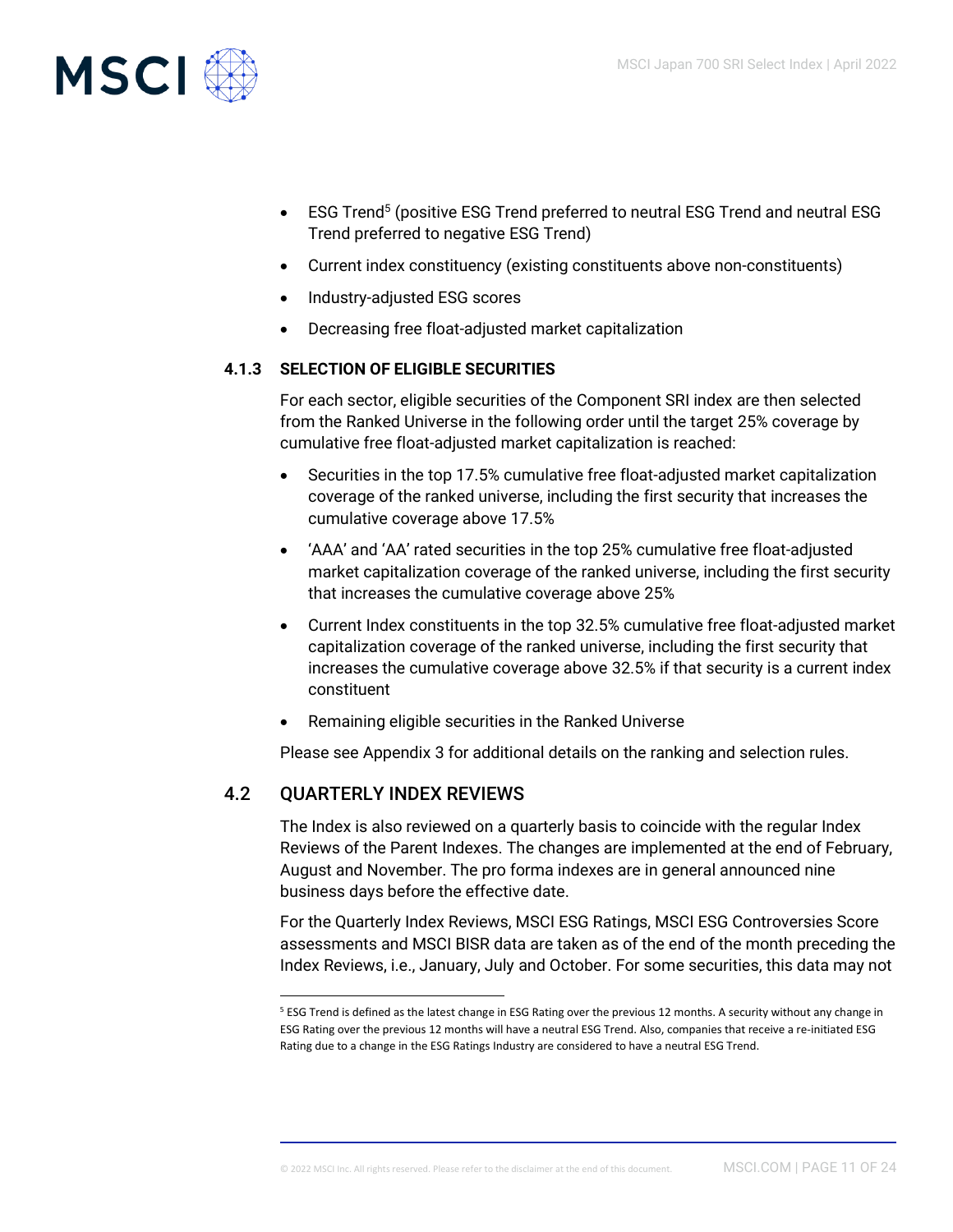- ESG Trend[5] (positive ESG Trend preferred to neutral ESG Trend and neutral ESG Trend preferred to negative ESG Trend)
- Current index constituency (existing constituents above non-constituents)
- Industry-adjusted ESG scores
- Decreasing free float-adjusted market capitalization

### 4.1.3 SELECTION OF ELIGIBLE SECURITIES

For each sector, eligible securities of the Component SRI index are then selected from the Ranked Universe in the following order until the target 25% coverage by cumulative free float-adjusted market capitalization is reached:

- Securities in the top 17.5% cumulative free float-adjusted market capitalization coverage of the ranked universe, including the first security that increases the cumulative coverage above 17.5%
- 'AAA' and 'AA' rated securities in the top 25% cumulative free float-adjusted market capitalization coverage of the ranked universe, including the first security that increases the cumulative coverage above 25%
- Current Index constituents in the top 32.5% cumulative free float-adjusted market capitalization coverage of the ranked universe, including the first security that increases the cumulative coverage above 32.5% if that security is a current index constituent
- Remaining eligible securities in the Ranked Universe

Please see Appendix 3 for additional details on the ranking and selection rules.

## 4.2 QUARTERLY INDEX REVIEWS

The Index is also reviewed on a quarterly basis to coincide with the regular Index Reviews of the Parent Indexes. The changes are implemented at the end of February, August and November. The pro forma indexes are in general announced nine business days before the effective date.

For the Quarterly Index Reviews, MSCI ESG Ratings, MSCI ESG Controversies Score assessments and MSCI BISR data are taken as of the end of the month preceding the Index Reviews, i.e., January, July and October. For some securities, this data may not

---

[5] ESG Trend is defined as the latest change in ESG Rating over the previous 12 months. A security without any change in ESG Rating over the previous 12 months will have a neutral ESG Trend. Also, companies that receive a re-initiated ESG Rating due to a change in the ESG Ratings Industry are considered to have a neutral ESG Trend.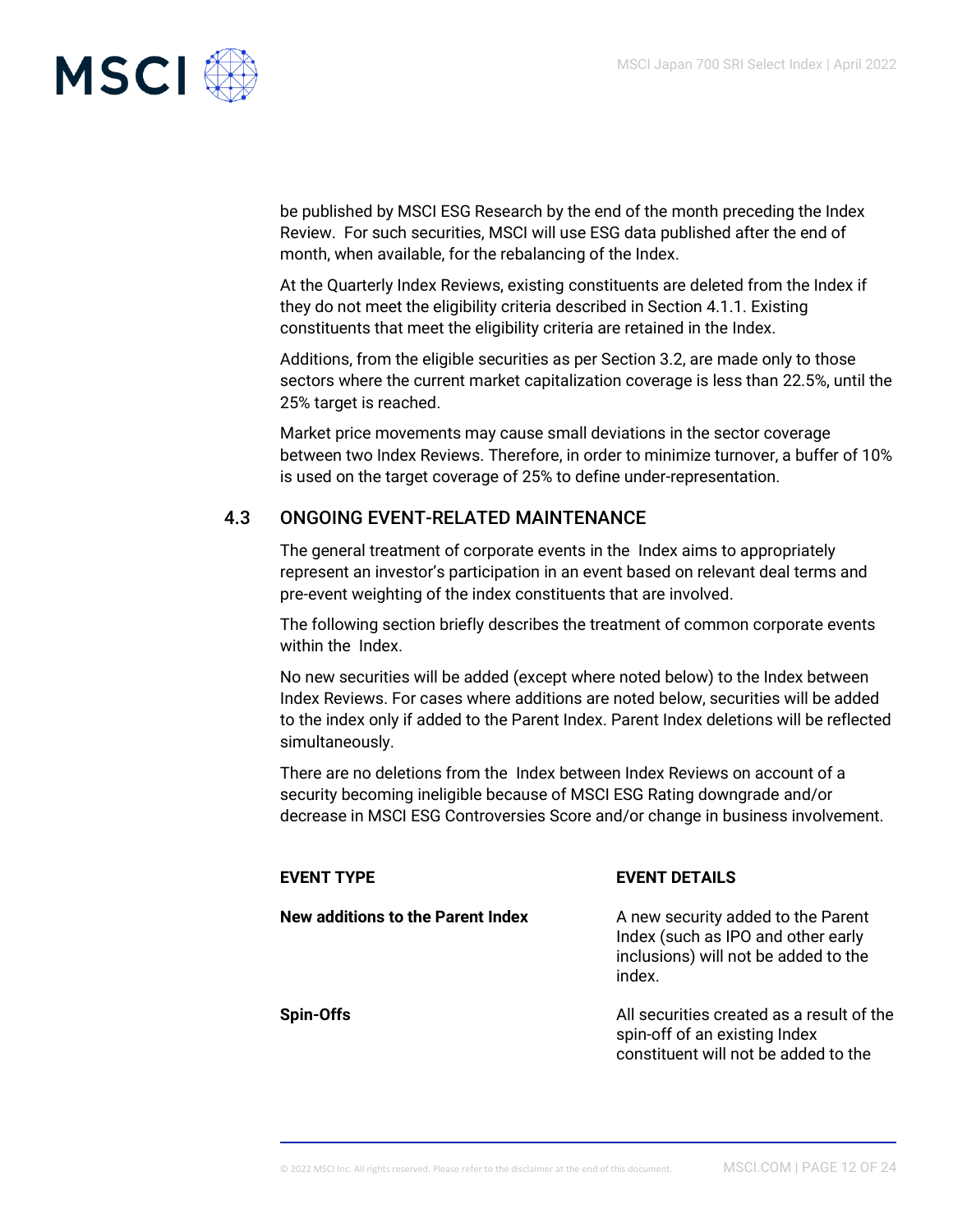be published by MSCI ESG Research by the end of the month preceding the Index Review. For such securities, MSCI will use ESG data published after the end of month, when available, for the rebalancing of the Index.

At the Quarterly Index Reviews, existing constituents are deleted from the Index if they do not meet the eligibility criteria described in Section 4.1.1. Existing constituents that meet the eligibility criteria are retained in the Index.

Additions, from the eligible securities as per Section 3.2, are made only to those sectors where the current market capitalization coverage is less than 22.5%, until the 25% target is reached.

Market price movements may cause small deviations in the sector coverage between two Index Reviews. Therefore, in order to minimize turnover, a buffer of 10% is used on the target coverage of 25% to define under-representation.

## 4.3 ONGOING EVENT-RELATED MAINTENANCE

The general treatment of corporate events in the  Index aims to appropriately represent an investor's participation in an event based on relevant deal terms and pre-event weighting of the index constituents that are involved.

The following section briefly describes the treatment of common corporate events within the  Index.

No new securities will be added (except where noted below) to the Index between Index Reviews. For cases where additions are noted below, securities will be added to the index only if added to the Parent Index. Parent Index deletions will be reflected simultaneously.

There are no deletions from the  Index between Index Reviews on account of a security becoming ineligible because of MSCI ESG Rating downgrade and/or decrease in MSCI ESG Controversies Score and/or change in business involvement.

| EVENT TYPE | EVENT DETAILS |
|---|---|
| **New additions to the Parent Index** | A new security added to the Parent Index (such as IPO and other early inclusions) will not be added to the index. |
| **Spin-Offs** | All securities created as a result of the spin-off of an existing Index constituent will not be added to the |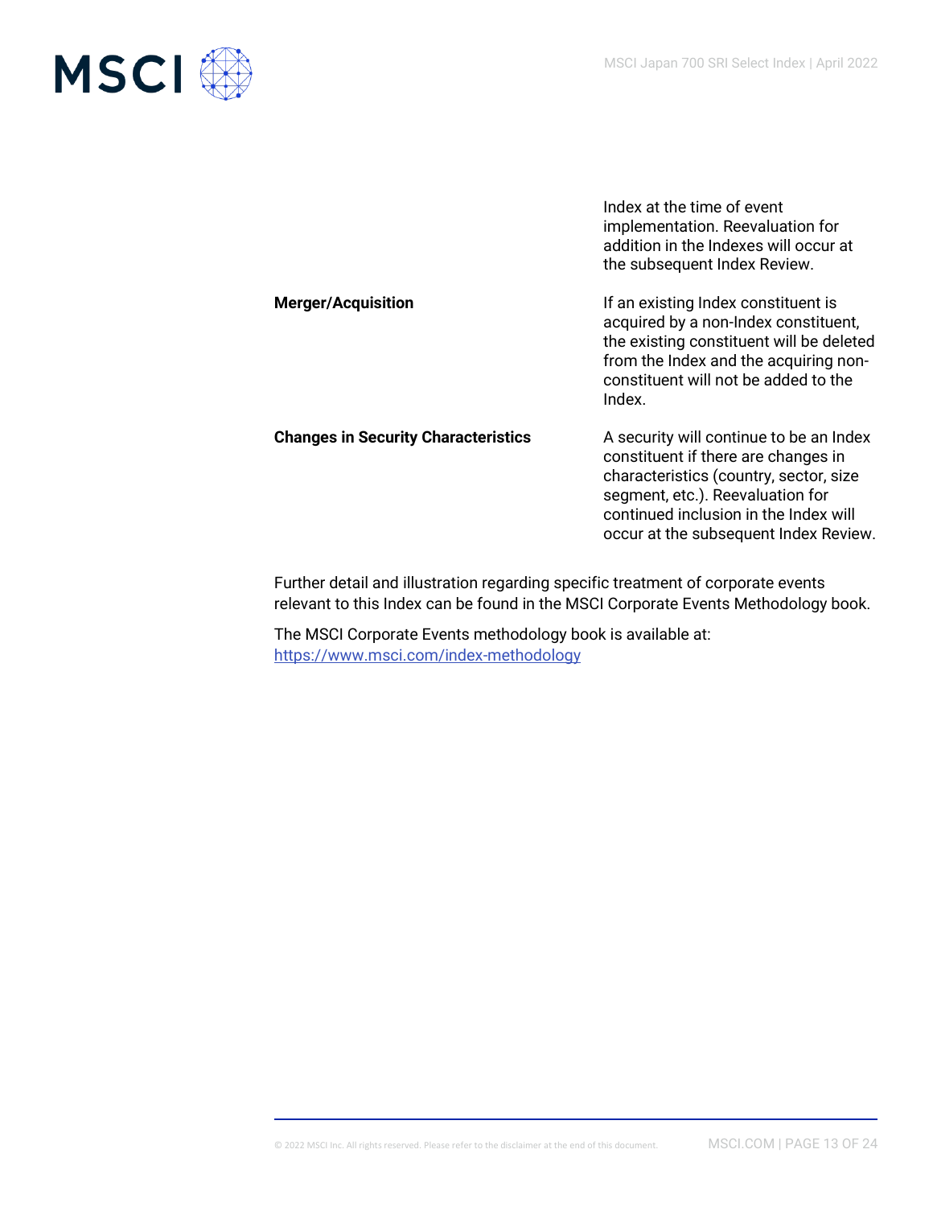| | |
|---|---|
| | Index at the time of event implementation. Reevaluation for addition in the Indexes will occur at the subsequent Index Review. |
| **Merger/Acquisition** | If an existing Index constituent is acquired by a non-Index constituent, the existing constituent will be deleted from the Index and the acquiring non-constituent will not be added to the Index. |
| **Changes in Security Characteristics** | A security will continue to be an Index constituent if there are changes in characteristics (country, sector, size segment, etc.). Reevaluation for continued inclusion in the Index will occur at the subsequent Index Review. |

Further detail and illustration regarding specific treatment of corporate events relevant to this Index can be found in the MSCI Corporate Events Methodology book.

The MSCI Corporate Events methodology book is available at: https://www.msci.com/index-methodology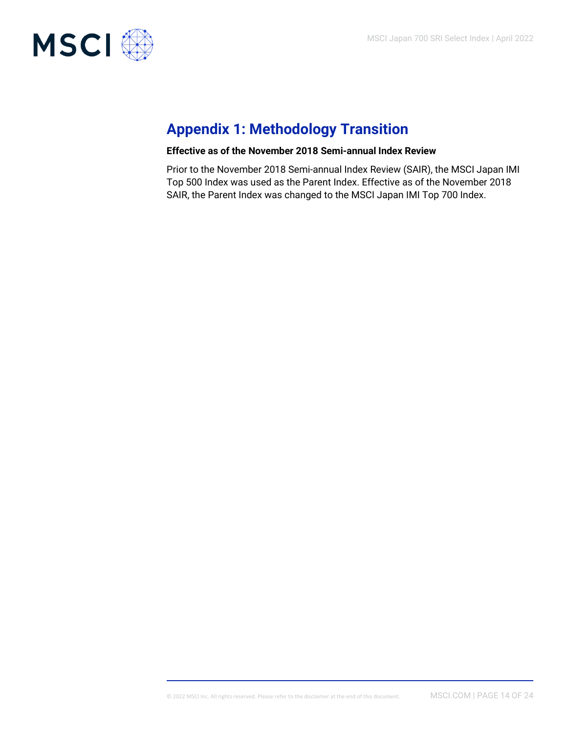# Appendix 1: Methodology Transition

**Effective as of the November 2018 Semi-annual Index Review**

Prior to the November 2018 Semi-annual Index Review (SAIR), the MSCI Japan IMI Top 500 Index was used as the Parent Index. Effective as of the November 2018 SAIR, the Parent Index was changed to the MSCI Japan IMI Top 700 Index.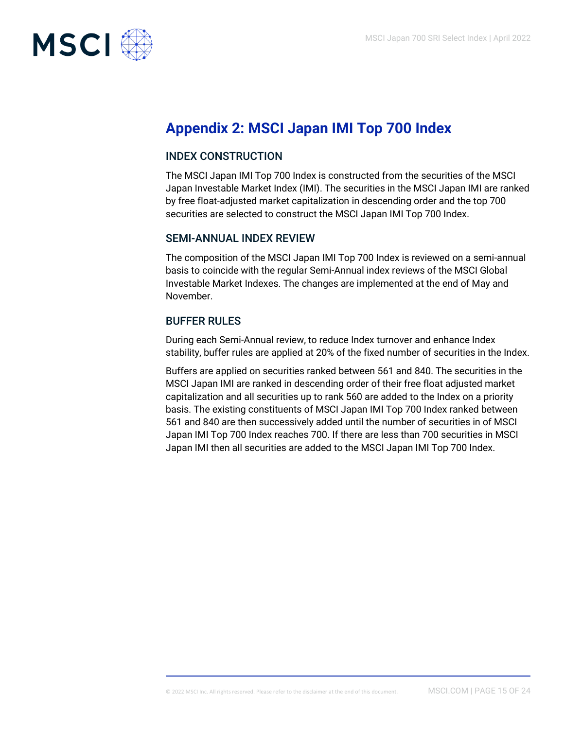# Appendix 2: MSCI Japan IMI Top 700 Index

## INDEX CONSTRUCTION

The MSCI Japan IMI Top 700 Index is constructed from the securities of the MSCI Japan Investable Market Index (IMI). The securities in the MSCI Japan IMI are ranked by free float-adjusted market capitalization in descending order and the top 700 securities are selected to construct the MSCI Japan IMI Top 700 Index.

## SEMI-ANNUAL INDEX REVIEW

The composition of the MSCI Japan IMI Top 700 Index is reviewed on a semi-annual basis to coincide with the regular Semi-Annual index reviews of the MSCI Global Investable Market Indexes. The changes are implemented at the end of May and November.

## BUFFER RULES

During each Semi-Annual review, to reduce Index turnover and enhance Index stability, buffer rules are applied at 20% of the fixed number of securities in the Index.

Buffers are applied on securities ranked between 561 and 840. The securities in the MSCI Japan IMI are ranked in descending order of their free float adjusted market capitalization and all securities up to rank 560 are added to the Index on a priority basis. The existing constituents of MSCI Japan IMI Top 700 Index ranked between 561 and 840 are then successively added until the number of securities in of MSCI Japan IMI Top 700 Index reaches 700. If there are less than 700 securities in MSCI Japan IMI then all securities are added to the MSCI Japan IMI Top 700 Index.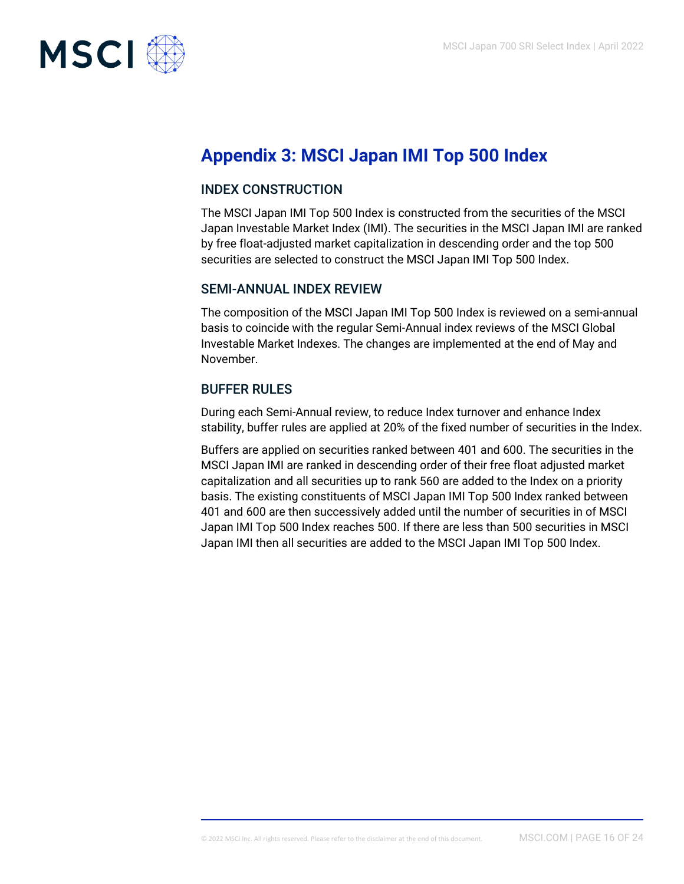# Appendix 3: MSCI Japan IMI Top 500 Index

## INDEX CONSTRUCTION

The MSCI Japan IMI Top 500 Index is constructed from the securities of the MSCI Japan Investable Market Index (IMI). The securities in the MSCI Japan IMI are ranked by free float-adjusted market capitalization in descending order and the top 500 securities are selected to construct the MSCI Japan IMI Top 500 Index.

## SEMI-ANNUAL INDEX REVIEW

The composition of the MSCI Japan IMI Top 500 Index is reviewed on a semi-annual basis to coincide with the regular Semi-Annual index reviews of the MSCI Global Investable Market Indexes. The changes are implemented at the end of May and November.

## BUFFER RULES

During each Semi-Annual review, to reduce Index turnover and enhance Index stability, buffer rules are applied at 20% of the fixed number of securities in the Index.

Buffers are applied on securities ranked between 401 and 600. The securities in the MSCI Japan IMI are ranked in descending order of their free float adjusted market capitalization and all securities up to rank 560 are added to the Index on a priority basis. The existing constituents of MSCI Japan IMI Top 500 Index ranked between 401 and 600 are then successively added until the number of securities in of MSCI Japan IMI Top 500 Index reaches 500. If there are less than 500 securities in MSCI Japan IMI then all securities are added to the MSCI Japan IMI Top 500 Index.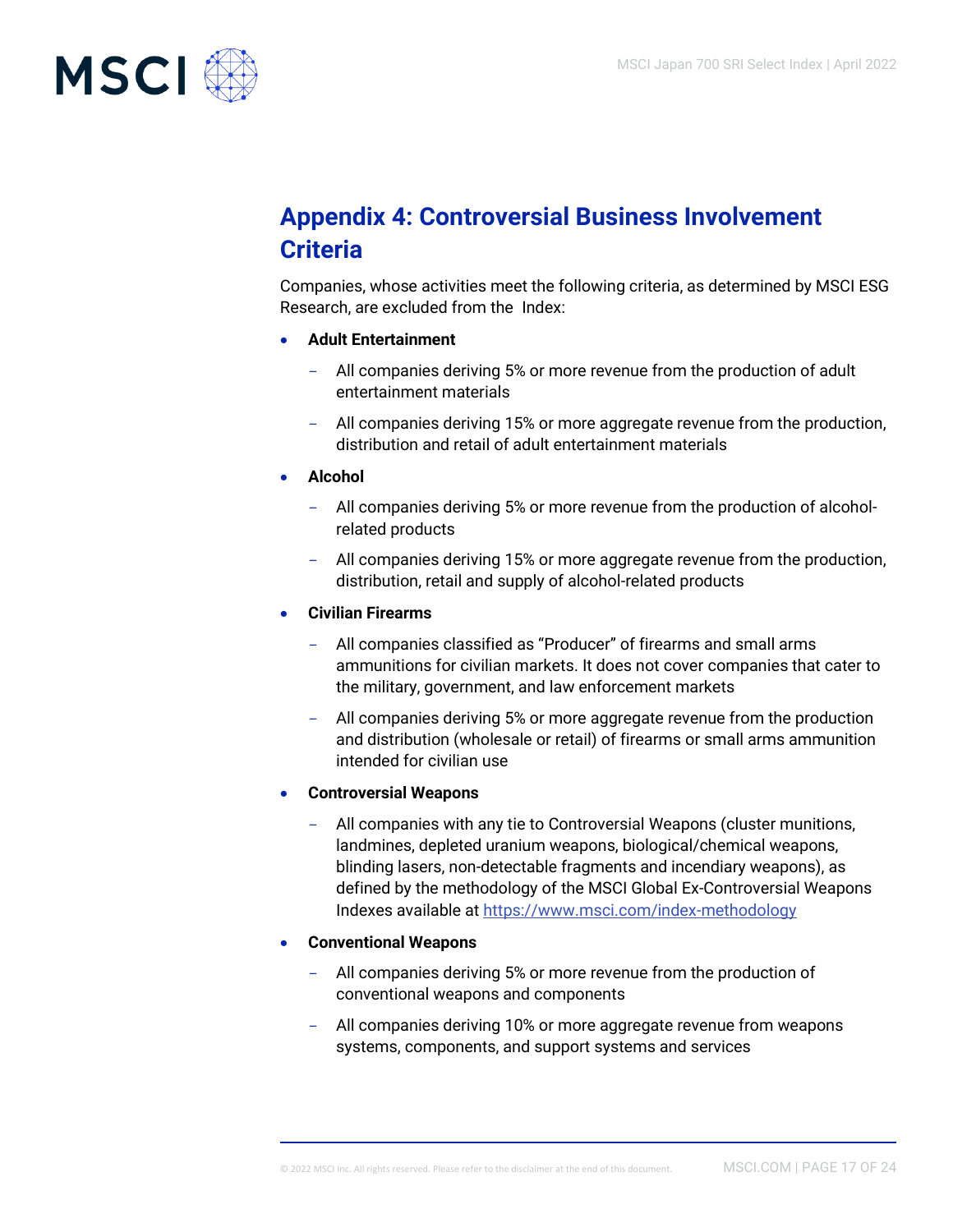## Appendix 4: Controversial Business Involvement Criteria

Companies, whose activities meet the following criteria, as determined by MSCI ESG Research, are excluded from the Index:

- **Adult Entertainment**
  - All companies deriving 5% or more revenue from the production of adult entertainment materials
  - All companies deriving 15% or more aggregate revenue from the production, distribution and retail of adult entertainment materials
- **Alcohol**
  - All companies deriving 5% or more revenue from the production of alcohol-related products
  - All companies deriving 15% or more aggregate revenue from the production, distribution, retail and supply of alcohol-related products
- **Civilian Firearms**
  - All companies classified as "Producer" of firearms and small arms ammunitions for civilian markets. It does not cover companies that cater to the military, government, and law enforcement markets
  - All companies deriving 5% or more aggregate revenue from the production and distribution (wholesale or retail) of firearms or small arms ammunition intended for civilian use
- **Controversial Weapons**
  - All companies with any tie to Controversial Weapons (cluster munitions, landmines, depleted uranium weapons, biological/chemical weapons, blinding lasers, non-detectable fragments and incendiary weapons), as defined by the methodology of the MSCI Global Ex-Controversial Weapons Indexes available at https://www.msci.com/index-methodology
- **Conventional Weapons**
  - All companies deriving 5% or more revenue from the production of conventional weapons and components
  - All companies deriving 10% or more aggregate revenue from weapons systems, components, and support systems and services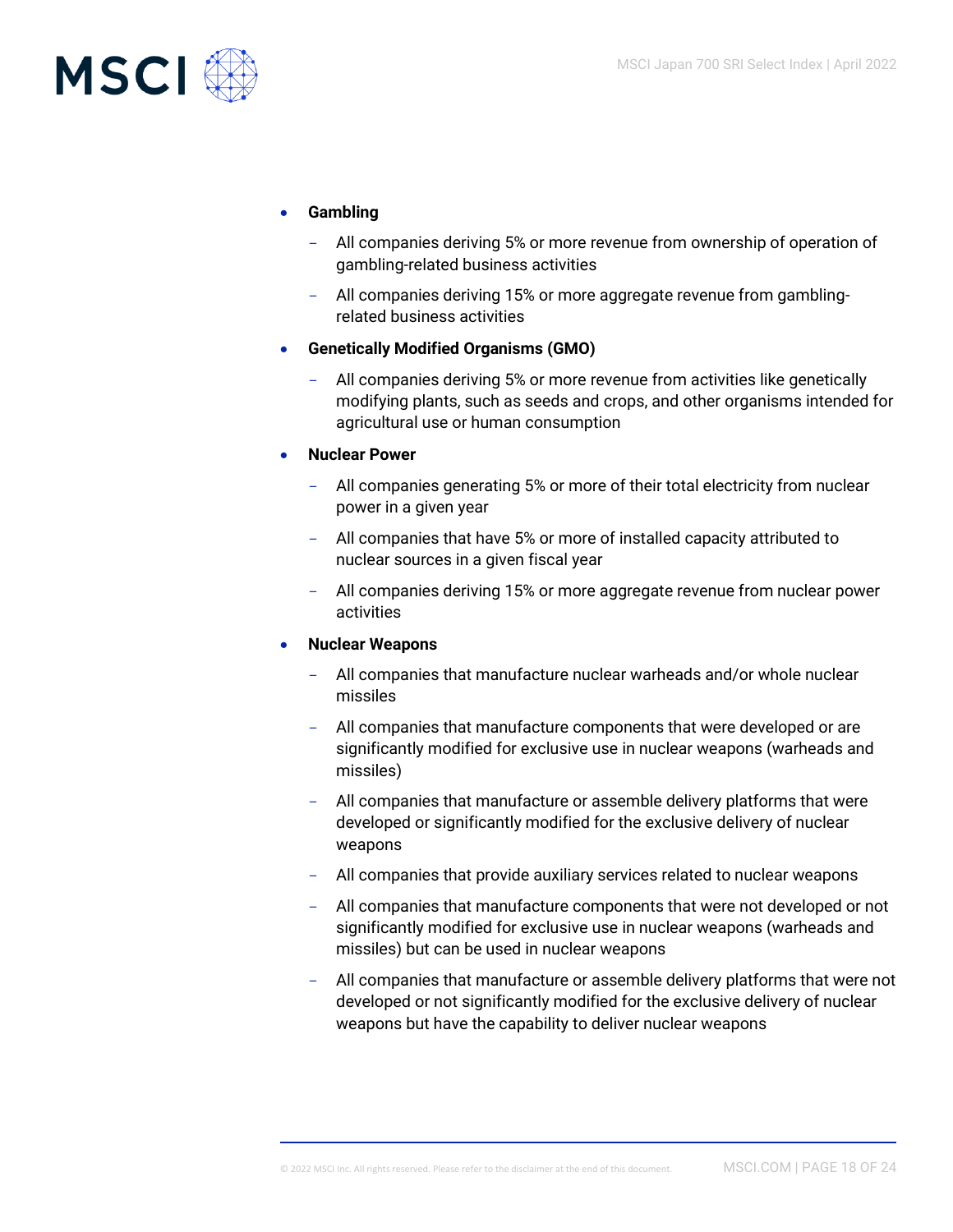- **Gambling**
  - All companies deriving 5% or more revenue from ownership of operation of gambling-related business activities
  - All companies deriving 15% or more aggregate revenue from gambling-related business activities
- **Genetically Modified Organisms (GMO)**
  - All companies deriving 5% or more revenue from activities like genetically modifying plants, such as seeds and crops, and other organisms intended for agricultural use or human consumption
- **Nuclear Power**
  - All companies generating 5% or more of their total electricity from nuclear power in a given year
  - All companies that have 5% or more of installed capacity attributed to nuclear sources in a given fiscal year
  - All companies deriving 15% or more aggregate revenue from nuclear power activities
- **Nuclear Weapons**
  - All companies that manufacture nuclear warheads and/or whole nuclear missiles
  - All companies that manufacture components that were developed or are significantly modified for exclusive use in nuclear weapons (warheads and missiles)
  - All companies that manufacture or assemble delivery platforms that were developed or significantly modified for the exclusive delivery of nuclear weapons
  - All companies that provide auxiliary services related to nuclear weapons
  - All companies that manufacture components that were not developed or not significantly modified for exclusive use in nuclear weapons (warheads and missiles) but can be used in nuclear weapons
  - All companies that manufacture or assemble delivery platforms that were not developed or not significantly modified for the exclusive delivery of nuclear weapons but have the capability to deliver nuclear weapons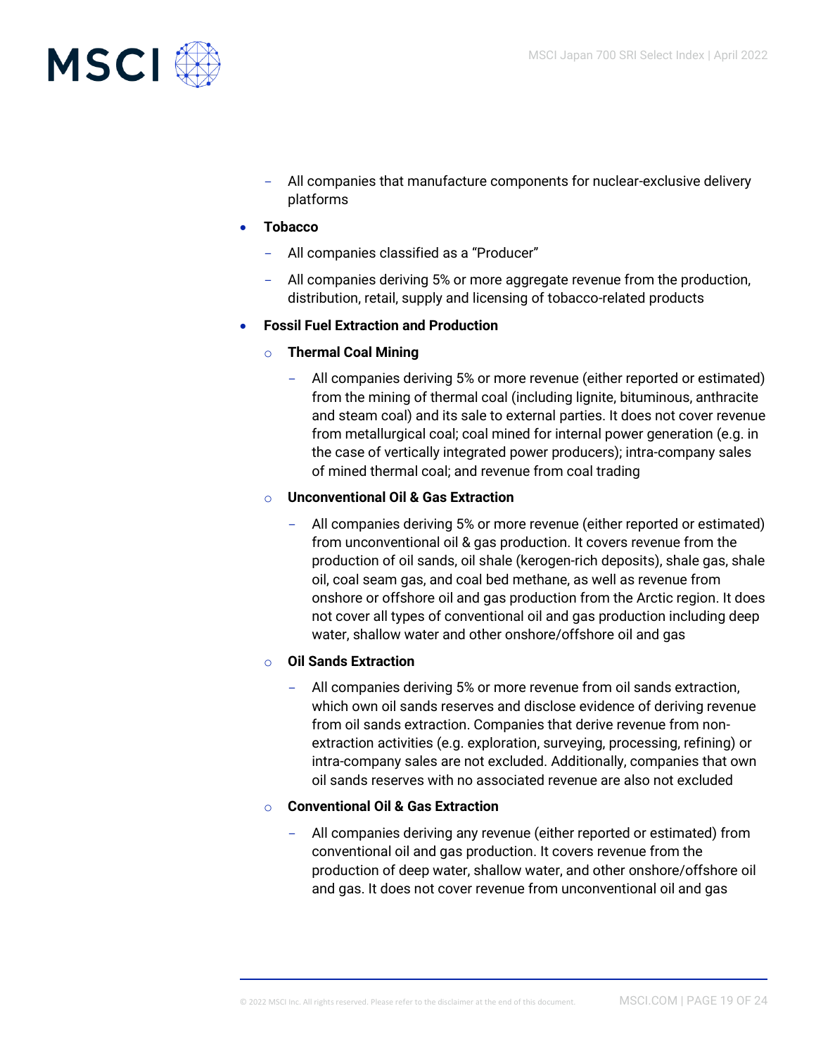- All companies that manufacture components for nuclear-exclusive delivery platforms

- **Tobacco**
  - All companies classified as a "Producer"
  - All companies deriving 5% or more aggregate revenue from the production, distribution, retail, supply and licensing of tobacco-related products

- **Fossil Fuel Extraction and Production**
  - **Thermal Coal Mining**
    - All companies deriving 5% or more revenue (either reported or estimated) from the mining of thermal coal (including lignite, bituminous, anthracite and steam coal) and its sale to external parties. It does not cover revenue from metallurgical coal; coal mined for internal power generation (e.g. in the case of vertically integrated power producers); intra-company sales of mined thermal coal; and revenue from coal trading
  - **Unconventional Oil & Gas Extraction**
    - All companies deriving 5% or more revenue (either reported or estimated) from unconventional oil & gas production. It covers revenue from the production of oil sands, oil shale (kerogen-rich deposits), shale gas, shale oil, coal seam gas, and coal bed methane, as well as revenue from onshore or offshore oil and gas production from the Arctic region. It does not cover all types of conventional oil and gas production including deep water, shallow water and other onshore/offshore oil and gas
  - **Oil Sands Extraction**
    - All companies deriving 5% or more revenue from oil sands extraction, which own oil sands reserves and disclose evidence of deriving revenue from oil sands extraction. Companies that derive revenue from non-extraction activities (e.g. exploration, surveying, processing, refining) or intra-company sales are not excluded. Additionally, companies that own oil sands reserves with no associated revenue are also not excluded
  - **Conventional Oil & Gas Extraction**
    - All companies deriving any revenue (either reported or estimated) from conventional oil and gas production. It covers revenue from the production of deep water, shallow water, and other onshore/offshore oil and gas. It does not cover revenue from unconventional oil and gas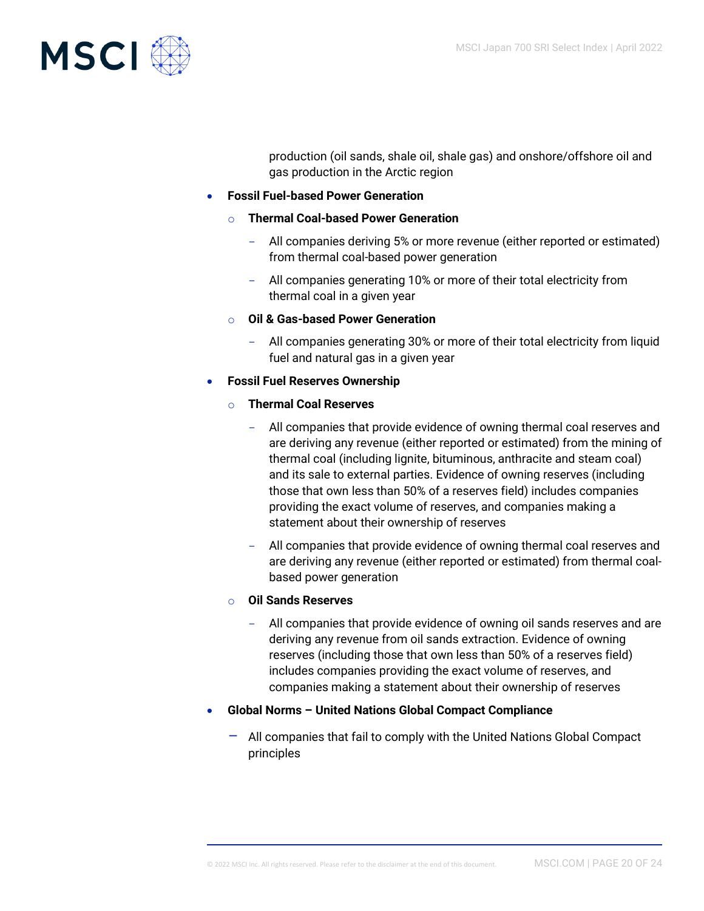production (oil sands, shale oil, shale gas) and onshore/offshore oil and gas production in the Arctic region

- **Fossil Fuel-based Power Generation**
  - **Thermal Coal-based Power Generation**
    - All companies deriving 5% or more revenue (either reported or estimated) from thermal coal-based power generation
    - All companies generating 10% or more of their total electricity from thermal coal in a given year
  - **Oil & Gas-based Power Generation**
    - All companies generating 30% or more of their total electricity from liquid fuel and natural gas in a given year
- **Fossil Fuel Reserves Ownership**
  - **Thermal Coal Reserves**
    - All companies that provide evidence of owning thermal coal reserves and are deriving any revenue (either reported or estimated) from the mining of thermal coal (including lignite, bituminous, anthracite and steam coal) and its sale to external parties. Evidence of owning reserves (including those that own less than 50% of a reserves field) includes companies providing the exact volume of reserves, and companies making a statement about their ownership of reserves
    - All companies that provide evidence of owning thermal coal reserves and are deriving any revenue (either reported or estimated) from thermal coal-based power generation
  - **Oil Sands Reserves**
    - All companies that provide evidence of owning oil sands reserves and are deriving any revenue from oil sands extraction. Evidence of owning reserves (including those that own less than 50% of a reserves field) includes companies providing the exact volume of reserves, and companies making a statement about their ownership of reserves
- **Global Norms – United Nations Global Compact Compliance**
  - All companies that fail to comply with the United Nations Global Compact principles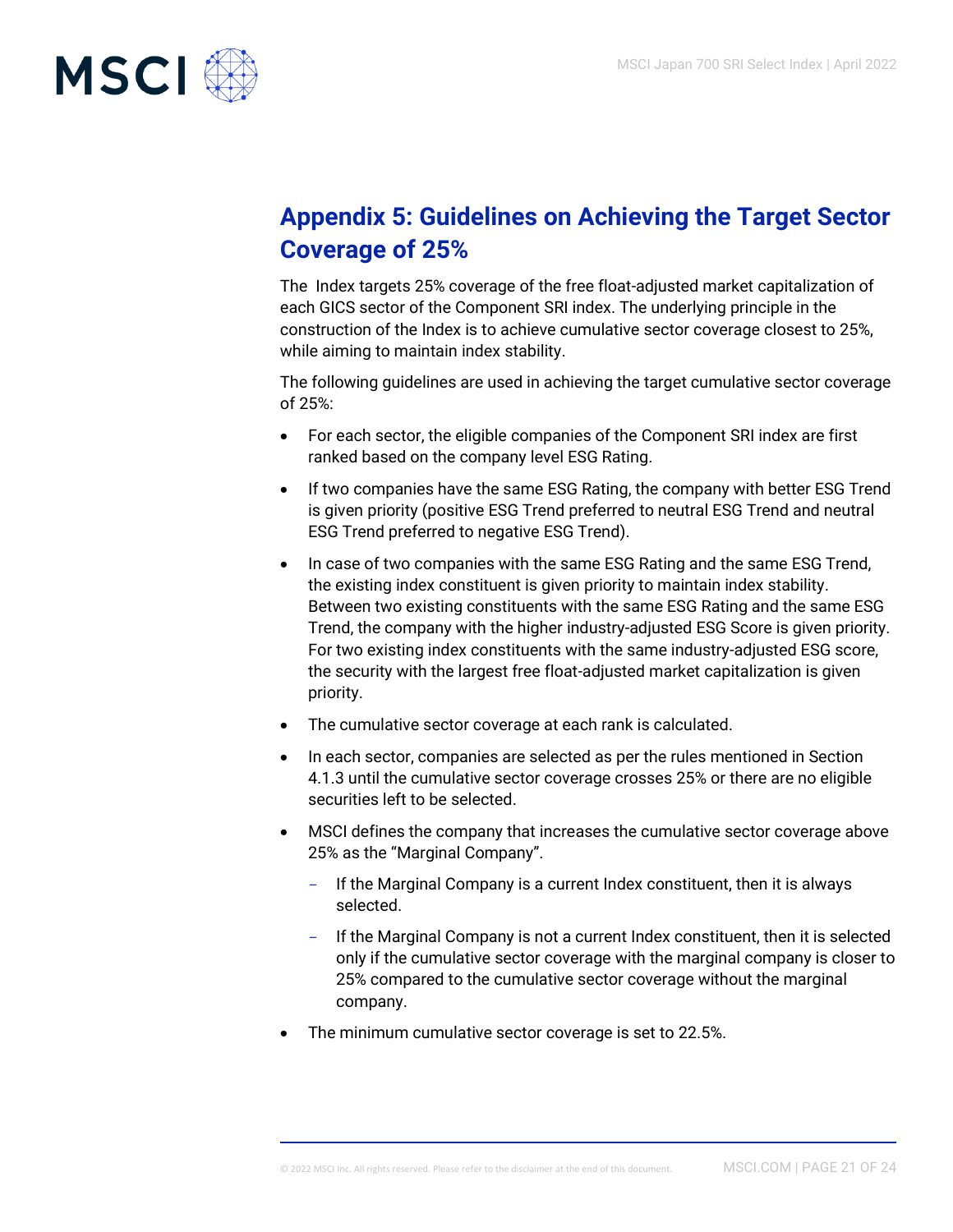## Appendix 5: Guidelines on Achieving the Target Sector Coverage of 25%

The Index targets 25% coverage of the free float-adjusted market capitalization of each GICS sector of the Component SRI index. The underlying principle in the construction of the Index is to achieve cumulative sector coverage closest to 25%, while aiming to maintain index stability.

The following guidelines are used in achieving the target cumulative sector coverage of 25%:

- For each sector, the eligible companies of the Component SRI index are first ranked based on the company level ESG Rating.
- If two companies have the same ESG Rating, the company with better ESG Trend is given priority (positive ESG Trend preferred to neutral ESG Trend and neutral ESG Trend preferred to negative ESG Trend).
- In case of two companies with the same ESG Rating and the same ESG Trend, the existing index constituent is given priority to maintain index stability. Between two existing constituents with the same ESG Rating and the same ESG Trend, the company with the higher industry-adjusted ESG Score is given priority. For two existing index constituents with the same industry-adjusted ESG score, the security with the largest free float-adjusted market capitalization is given priority.
- The cumulative sector coverage at each rank is calculated.
- In each sector, companies are selected as per the rules mentioned in Section 4.1.3 until the cumulative sector coverage crosses 25% or there are no eligible securities left to be selected.
- MSCI defines the company that increases the cumulative sector coverage above 25% as the "Marginal Company".
  - If the Marginal Company is a current Index constituent, then it is always selected.
  - If the Marginal Company is not a current Index constituent, then it is selected only if the cumulative sector coverage with the marginal company is closer to 25% compared to the cumulative sector coverage without the marginal company.
- The minimum cumulative sector coverage is set to 22.5%.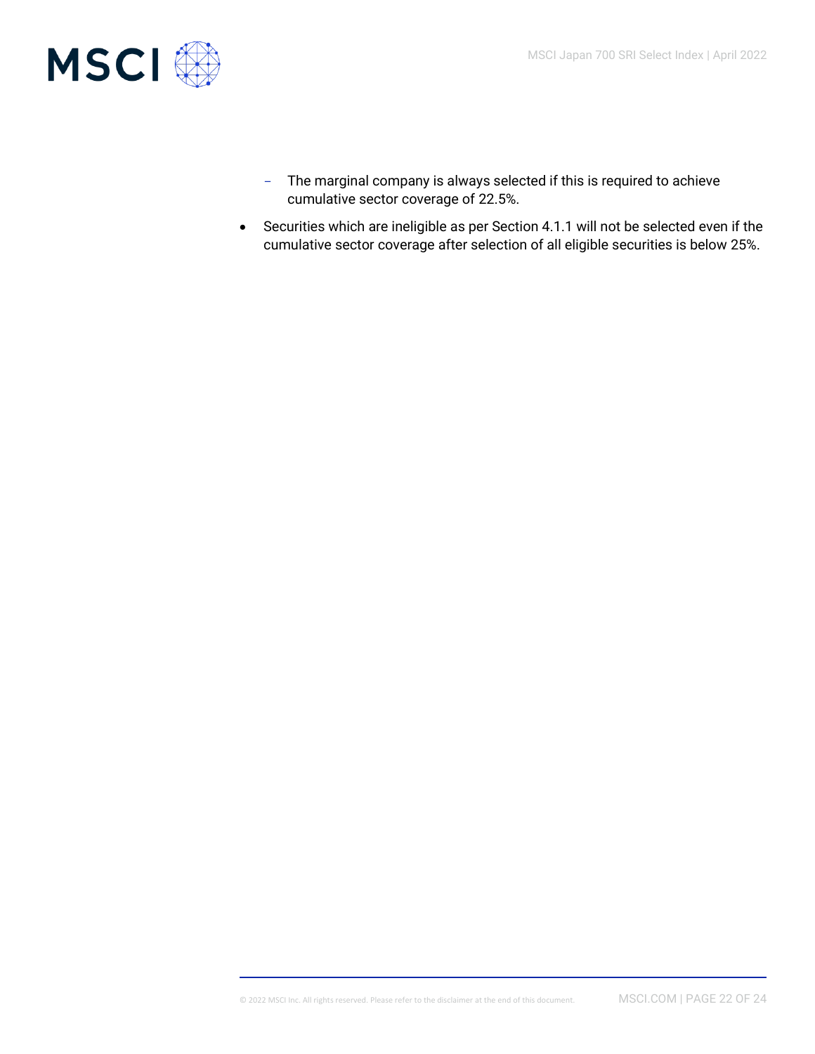- The marginal company is always selected if this is required to achieve cumulative sector coverage of 22.5%.

- Securities which are ineligible as per Section 4.1.1 will not be selected even if the cumulative sector coverage after selection of all eligible securities is below 25%.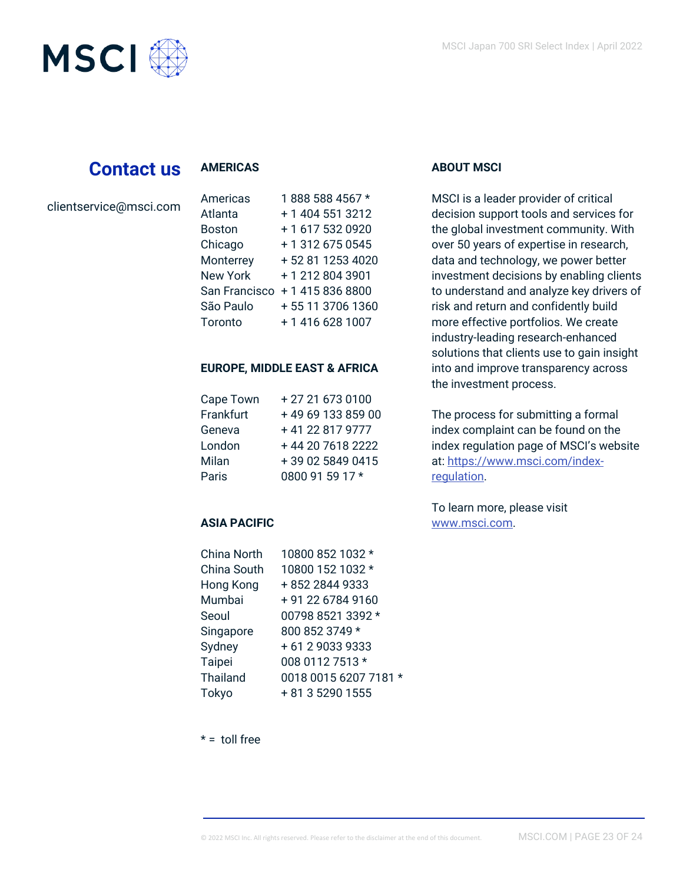## Contact us

clientservice@msci.com

### AMERICAS

| | |
|---|---|
| Americas | 1 888 588 4567 * |
| Atlanta | + 1 404 551 3212 |
| Boston | + 1 617 532 0920 |
| Chicago | + 1 312 675 0545 |
| Monterrey | + 52 81 1253 4020 |
| New York | + 1 212 804 3901 |
| San Francisco | + 1 415 836 8800 |
| São Paulo | + 55 11 3706 1360 |
| Toronto | + 1 416 628 1007 |

### EUROPE, MIDDLE EAST & AFRICA

| | |
|---|---|
| Cape Town | + 27 21 673 0100 |
| Frankfurt | + 49 69 133 859 00 |
| Geneva | + 41 22 817 9777 |
| London | + 44 20 7618 2222 |
| Milan | + 39 02 5849 0415 |
| Paris | 0800 91 59 17 * |

### ASIA PACIFIC

| | |
|---|---|
| China North | 10800 852 1032 * |
| China South | 10800 152 1032 * |
| Hong Kong | + 852 2844 9333 |
| Mumbai | + 91 22 6784 9160 |
| Seoul | 00798 8521 3392 * |
| Singapore | 800 852 3749 * |
| Sydney | + 61 2 9033 9333 |
| Taipei | 008 0112 7513 * |
| Thailand | 0018 0015 6207 7181 * |
| Tokyo | + 81 3 5290 1555 |

* = toll free

### ABOUT MSCI

MSCI is a leader provider of critical decision support tools and services for the global investment community. With over 50 years of expertise in research, data and technology, we power better investment decisions by enabling clients to understand and analyze key drivers of risk and return and confidently build more effective portfolios. We create industry-leading research-enhanced solutions that clients use to gain insight into and improve transparency across the investment process.

The process for submitting a formal index complaint can be found on the index regulation page of MSCI's website at: [https://www.msci.com/index-regulation](https://www.msci.com/index-regulation).

To learn more, please visit [www.msci.com](www.msci.com).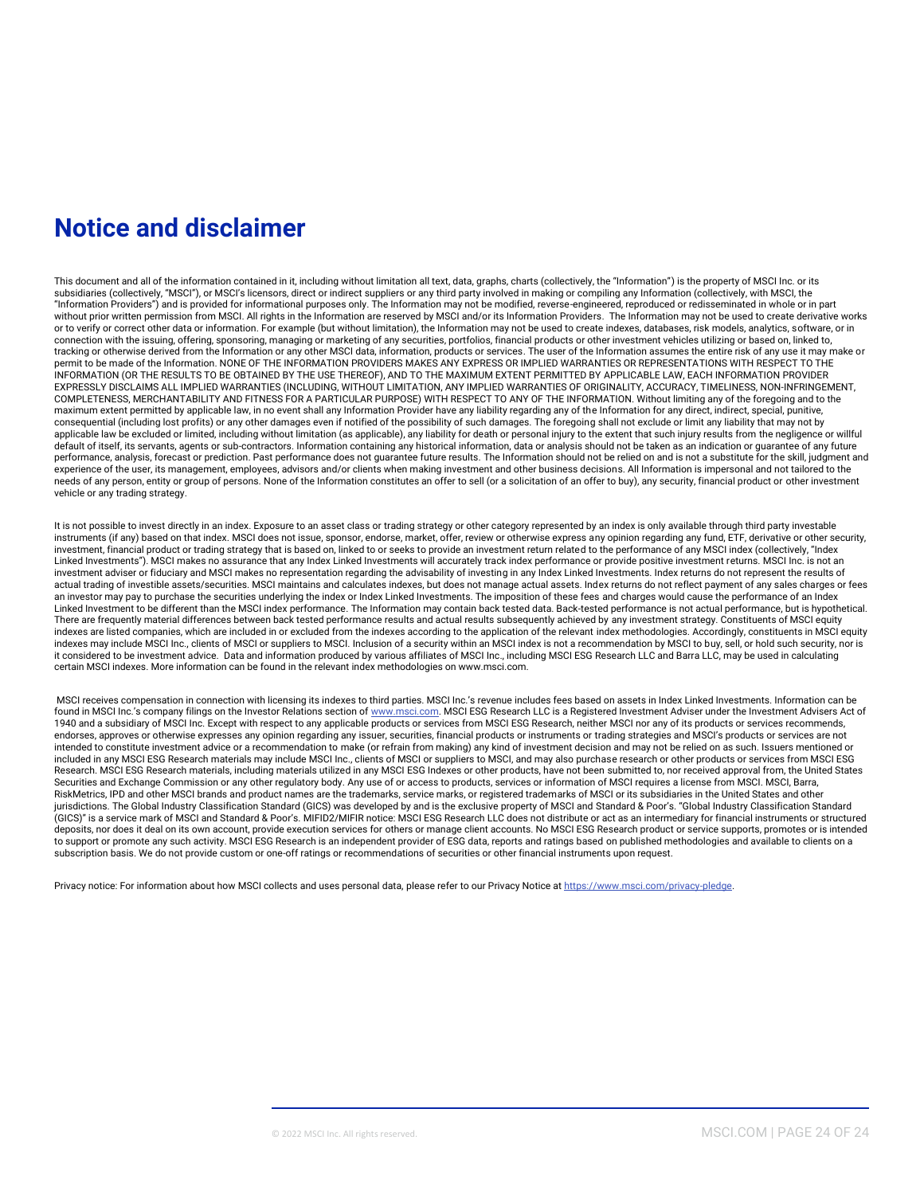# Notice and disclaimer

This document and all of the information contained in it, including without limitation all text, data, graphs, charts (collectively, the "Information") is the property of MSCI Inc. or its subsidiaries (collectively, "MSCI"), or MSCI's licensors, direct or indirect suppliers or any third party involved in making or compiling any Information (collectively, with MSCI, the "Information Providers") and is provided for informational purposes only. The Information may not be modified, reverse-engineered, reproduced or redisseminated in whole or in part without prior written permission from MSCI. All rights in the Information are reserved by MSCI and/or its Information Providers. The Information may not be used to create derivative works or to verify or correct other data or information. For example (but without limitation), the Information may not be used to create indexes, databases, risk models, analytics, software, or in connection with the issuing, offering, sponsoring, managing or marketing of any securities, portfolios, financial products or other investment vehicles utilizing or based on, linked to, tracking or otherwise derived from the Information or any other MSCI data, information, products or services. The user of the Information assumes the entire risk of any use it may make or permit to be made of the Information. NONE OF THE INFORMATION PROVIDERS MAKES ANY EXPRESS OR IMPLIED WARRANTIES OR REPRESENTATIONS WITH RESPECT TO THE INFORMATION (OR THE RESULTS TO BE OBTAINED BY THE USE THEREOF), AND TO THE MAXIMUM EXTENT PERMITTED BY APPLICABLE LAW, EACH INFORMATION PROVIDER EXPRESSLY DISCLAIMS ALL IMPLIED WARRANTIES (INCLUDING, WITHOUT LIMITATION, ANY IMPLIED WARRANTIES OF ORIGINALITY, ACCURACY, TIMELINESS, NON-INFRINGEMENT, COMPLETENESS, MERCHANTABILITY AND FITNESS FOR A PARTICULAR PURPOSE) WITH RESPECT TO ANY OF THE INFORMATION. Without limiting any of the foregoing and to the maximum extent permitted by applicable law, in no event shall any Information Provider have any liability regarding any of the Information for any direct, indirect, special, punitive, consequential (including lost profits) or any other damages even if notified of the possibility of such damages. The foregoing shall not exclude or limit any liability that may not by applicable law be excluded or limited, including without limitation (as applicable), any liability for death or personal injury to the extent that such injury results from the negligence or willful default of itself, its servants, agents or sub-contractors. Information containing any historical information, data or analysis should not be taken as an indication or guarantee of any future performance, analysis, forecast or prediction. Past performance does not guarantee future results. The Information should not be relied on and is not a substitute for the skill, judgment and experience of the user, its management, employees, advisors and/or clients when making investment and other business decisions. All Information is impersonal and not tailored to the needs of any person, entity or group of persons. None of the Information constitutes an offer to sell (or a solicitation of an offer to buy), any security, financial product or other investment vehicle or any trading strategy.

It is not possible to invest directly in an index. Exposure to an asset class or trading strategy or other category represented by an index is only available through third party investable instruments (if any) based on that index. MSCI does not issue, sponsor, endorse, market, offer, review or otherwise express any opinion regarding any fund, ETF, derivative or other security, investment, financial product or trading strategy that is based on, linked to or seeks to provide an investment return related to the performance of any MSCI index (collectively, "Index Linked Investments"). MSCI makes no assurance that any Index Linked Investments will accurately track index performance or provide positive investment returns. MSCI Inc. is not an investment adviser or fiduciary and MSCI makes no representation regarding the advisability of investing in any Index Linked Investments. Index returns do not represent the results of actual trading of investible assets/securities. MSCI maintains and calculates indexes, but does not manage actual assets. Index returns do not reflect payment of any sales charges or fees an investor may pay to purchase the securities underlying the index or Index Linked Investments. The imposition of these fees and charges would cause the performance of an Index Linked Investment to be different than the MSCI index performance. The Information may contain back tested data. Back-tested performance is not actual performance, but is hypothetical. There are frequently material differences between back tested performance results and actual results subsequently achieved by any investment strategy. Constituents of MSCI equity indexes are listed companies, which are included in or excluded from the indexes according to the application of the relevant index methodologies. Accordingly, constituents in MSCI equity indexes may include MSCI Inc., clients of MSCI or suppliers to MSCI. Inclusion of a security within an MSCI index is not a recommendation by MSCI to buy, sell, or hold such security, nor is it considered to be investment advice. Data and information produced by various affiliates of MSCI Inc., including MSCI ESG Research LLC and Barra LLC, may be used in calculating certain MSCI indexes. More information can be found in the relevant index methodologies on www.msci.com.

MSCI receives compensation in connection with licensing its indexes to third parties. MSCI Inc.'s revenue includes fees based on assets in Index Linked Investments. Information can be found in MSCI Inc.'s company filings on the Investor Relations section of www.msci.com. MSCI ESG Research LLC is a Registered Investment Adviser under the Investment Advisers Act of 1940 and a subsidiary of MSCI Inc. Except with respect to any applicable products or services from MSCI ESG Research, neither MSCI nor any of its products or services recommends, endorses, approves or otherwise expresses any opinion regarding any issuer, securities, financial products or instruments or trading strategies and MSCI's products or services are not intended to constitute investment advice or a recommendation to make (or refrain from making) any kind of investment decision and may not be relied on as such. Issuers mentioned or included in any MSCI ESG Research materials may include MSCI Inc., clients of MSCI or suppliers to MSCI, and may also purchase research or other products or services from MSCI ESG Research. MSCI ESG Research materials, including materials utilized in any MSCI ESG Indexes or other products, have not been submitted to, nor received approval from, the United States Securities and Exchange Commission or any other regulatory body. Any use of or access to products, services or information of MSCI requires a license from MSCI. MSCI, Barra, RiskMetrics, IPD and other MSCI brands and product names are the trademarks, service marks, or registered trademarks of MSCI or its subsidiaries in the United States and other jurisdictions. The Global Industry Classification Standard (GICS) was developed by and is the exclusive property of MSCI and Standard & Poor's. "Global Industry Classification Standard (GICS)" is a service mark of MSCI and Standard & Poor's. MIFID2/MIFIR notice: MSCI ESG Research LLC does not distribute or act as an intermediary for financial instruments or structured deposits, nor does it deal on its own account, provide execution services for others or manage client accounts. No MSCI ESG Research product or service supports, promotes or is intended to support or promote any such activity. MSCI ESG Research is an independent provider of ESG data, reports and ratings based on published methodologies and available to clients on a subscription basis. We do not provide custom or one-off ratings or recommendations of securities or other financial instruments upon request.

Privacy notice: For information about how MSCI collects and uses personal data, please refer to our Privacy Notice at https://www.msci.com/privacy-pledge.